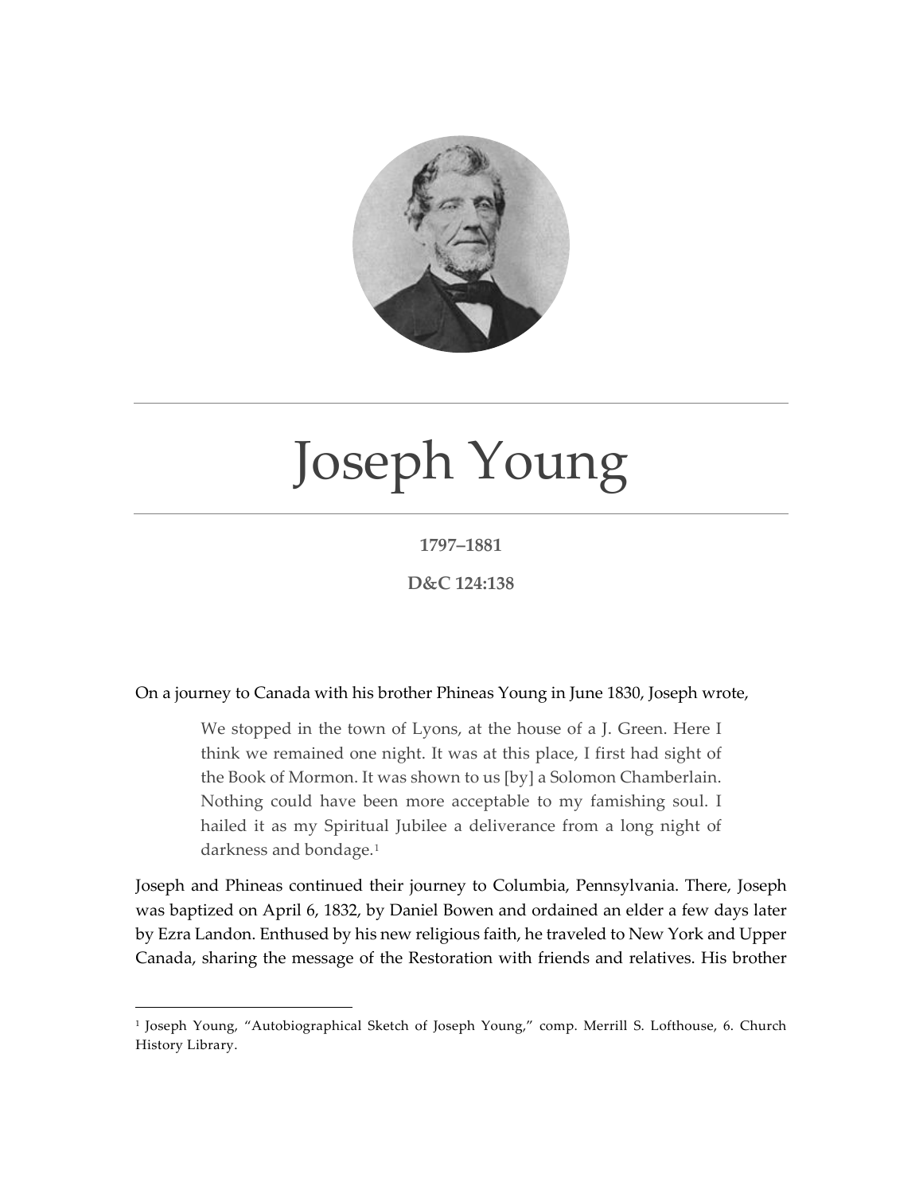# Joseph Young

**1797–1881**

**D&C 124:138**

On a journey to Canada with his brother Phineas Young in June 1830, Joseph wrote,

> We stopped in the town of Lyons, at the house of a J. Green. Here I think we remained one night. It was at this place, I first had sight of the Book of Mormon. It was shown to us [by] a Solomon Chamberlain. Nothing could have been more acceptable to my famishing soul. I hailed it as my Spiritual Jubilee a deliverance from a long night of darkness and bondage.[1]

Joseph and Phineas continued their journey to Columbia, Pennsylvania. There, Joseph was baptized on April 6, 1832, by Daniel Bowen and ordained an elder a few days later by Ezra Landon. Enthused by his new religious faith, he traveled to New York and Upper Canada, sharing the message of the Restoration with friends and relatives. His brother

[1] Joseph Young, "Autobiographical Sketch of Joseph Young," comp. Merrill S. Lofthouse, 6. Church History Library.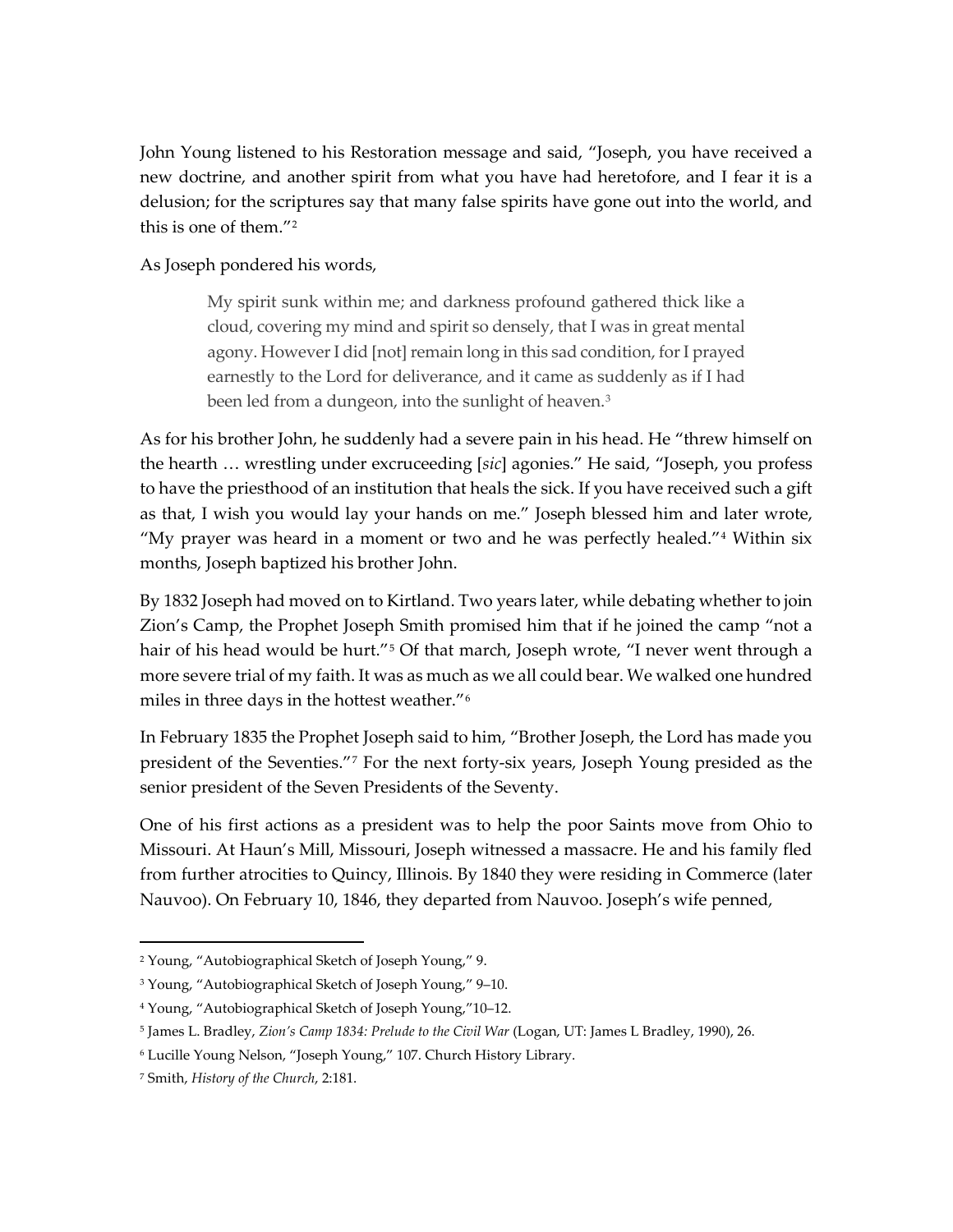John Young listened to his Restoration message and said, "Joseph, you have received a new doctrine, and another spirit from what you have had heretofore, and I fear it is a delusion; for the scriptures say that many false spirits have gone out into the world, and this is one of them."[2]

As Joseph pondered his words,

> My spirit sunk within me; and darkness profound gathered thick like a cloud, covering my mind and spirit so densely, that I was in great mental agony. However I did [not] remain long in this sad condition, for I prayed earnestly to the Lord for deliverance, and it came as suddenly as if I had been led from a dungeon, into the sunlight of heaven.[3]

As for his brother John, he suddenly had a severe pain in his head. He "threw himself on the hearth … wrestling under excruceeding [*sic*] agonies." He said, "Joseph, you profess to have the priesthood of an institution that heals the sick. If you have received such a gift as that, I wish you would lay your hands on me." Joseph blessed him and later wrote, "My prayer was heard in a moment or two and he was perfectly healed."[4] Within six months, Joseph baptized his brother John.

By 1832 Joseph had moved on to Kirtland. Two years later, while debating whether to join Zion's Camp, the Prophet Joseph Smith promised him that if he joined the camp "not a hair of his head would be hurt."[5] Of that march, Joseph wrote, "I never went through a more severe trial of my faith. It was as much as we all could bear. We walked one hundred miles in three days in the hottest weather."[6]

In February 1835 the Prophet Joseph said to him, "Brother Joseph, the Lord has made you president of the Seventies."[7] For the next forty-six years, Joseph Young presided as the senior president of the Seven Presidents of the Seventy.

One of his first actions as a president was to help the poor Saints move from Ohio to Missouri. At Haun's Mill, Missouri, Joseph witnessed a massacre. He and his family fled from further atrocities to Quincy, Illinois. By 1840 they were residing in Commerce (later Nauvoo). On February 10, 1846, they departed from Nauvoo. Joseph's wife penned,

---

[2] Young, "Autobiographical Sketch of Joseph Young," 9.

[3] Young, "Autobiographical Sketch of Joseph Young," 9–10.

[4] Young, "Autobiographical Sketch of Joseph Young,"10–12.

[5] James L. Bradley, *Zion's Camp 1834: Prelude to the Civil War* (Logan, UT: James L Bradley, 1990), 26.

[6] Lucille Young Nelson, "Joseph Young," 107. Church History Library.

[7] Smith, *History of the Church*, 2:181.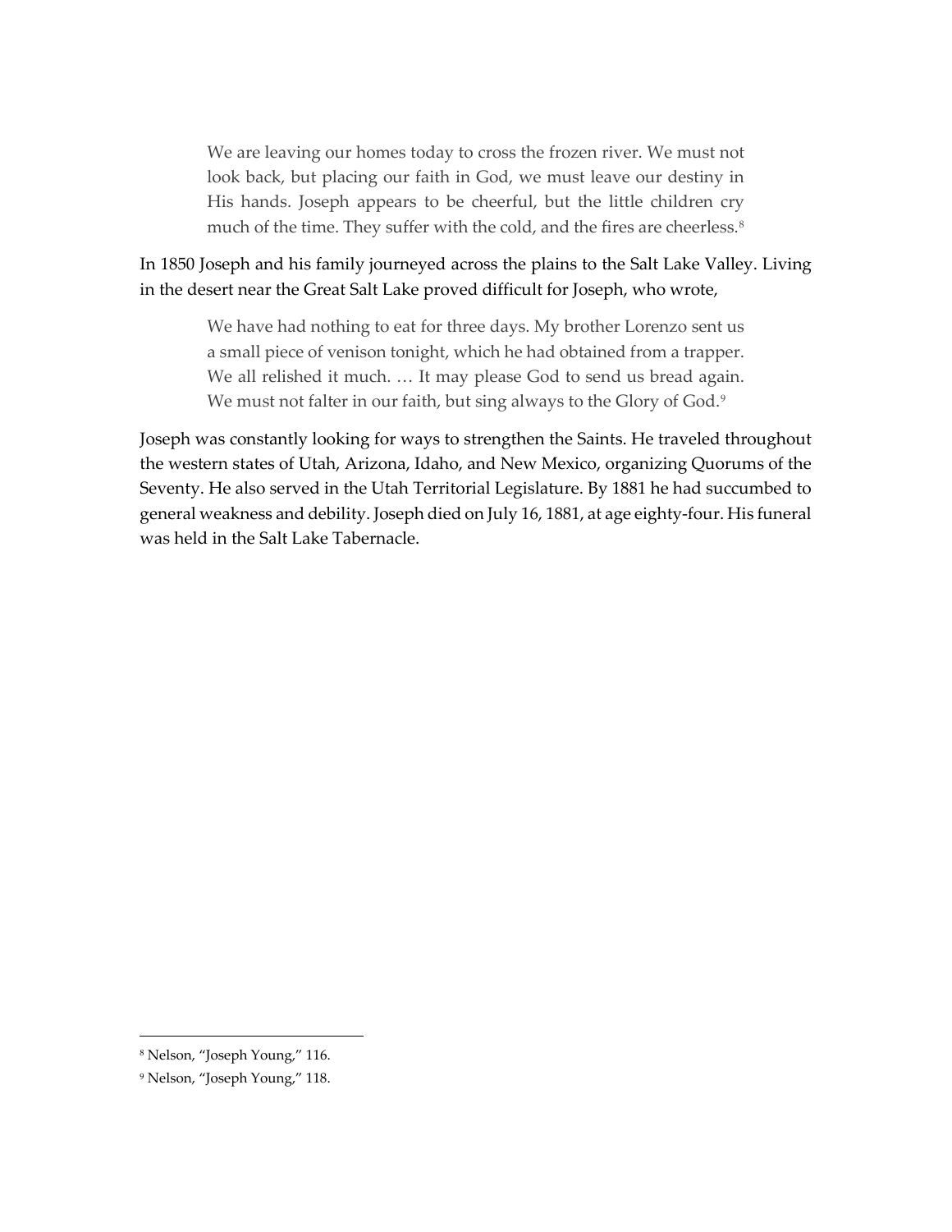> We are leaving our homes today to cross the frozen river. We must not look back, but placing our faith in God, we must leave our destiny in His hands. Joseph appears to be cheerful, but the little children cry much of the time. They suffer with the cold, and the fires are cheerless.[8]

In 1850 Joseph and his family journeyed across the plains to the Salt Lake Valley. Living in the desert near the Great Salt Lake proved difficult for Joseph, who wrote,

> We have had nothing to eat for three days. My brother Lorenzo sent us a small piece of venison tonight, which he had obtained from a trapper. We all relished it much. … It may please God to send us bread again. We must not falter in our faith, but sing always to the Glory of God.[9]

Joseph was constantly looking for ways to strengthen the Saints. He traveled throughout the western states of Utah, Arizona, Idaho, and New Mexico, organizing Quorums of the Seventy. He also served in the Utah Territorial Legislature. By 1881 he had succumbed to general weakness and debility. Joseph died on July 16, 1881, at age eighty-four. His funeral was held in the Salt Lake Tabernacle.

---

[8] Nelson, "Joseph Young," 116.

[9] Nelson, "Joseph Young," 118.